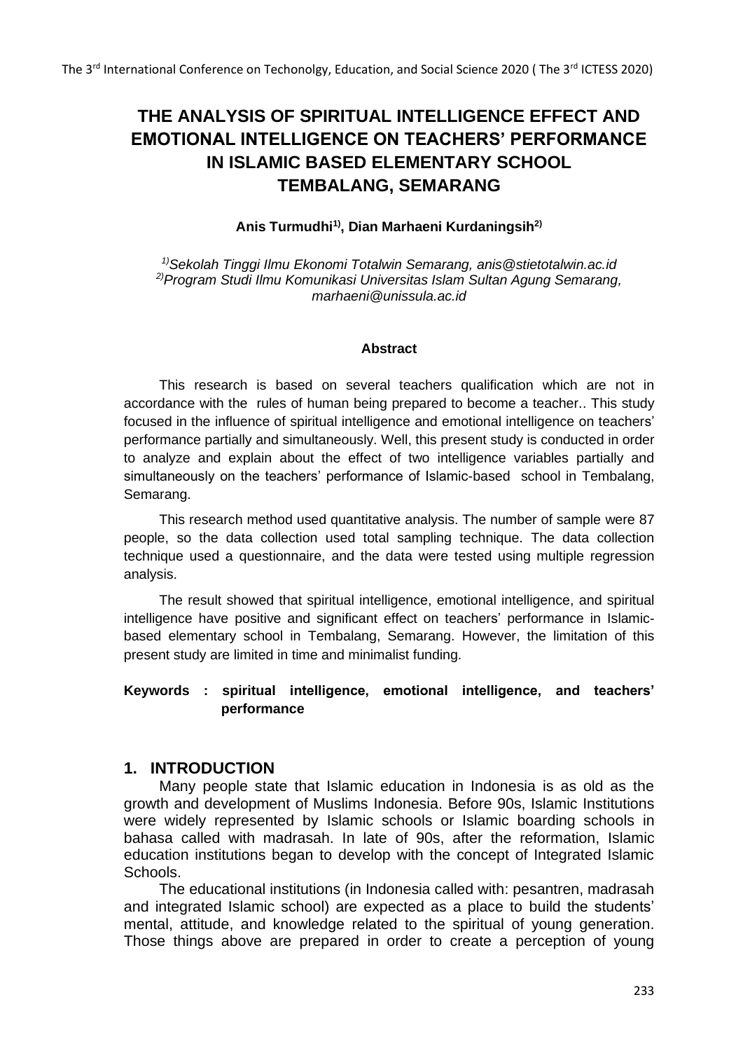# THE ANALYSIS OF SPIRITUAL INTELLIGENCE EFFECT AND EMOTIONAL INTELLIGENCE ON TEACHERS' PERFORMANCE IN ISLAMIC BASED ELEMENTARY SCHOOL TEMBALANG, SEMARANG

**Anis Turmudhi[1)], Dian Marhaeni Kurdaningsih[2)]**

*[1)]Sekolah Tinggi Ilmu Ekonomi Totalwin Semarang, anis@stietotalwin.ac.id*
*[2)]Program Studi Ilmu Komunikasi Universitas Islam Sultan Agung Semarang, marhaeni@unissula.ac.id*

**Abstract**

This research is based on several teachers qualification which are not in accordance with the rules of human being prepared to become a teacher.. This study focused in the influence of spiritual intelligence and emotional intelligence on teachers' performance partially and simultaneously. Well, this present study is conducted in order to analyze and explain about the effect of two intelligence variables partially and simultaneously on the teachers' performance of Islamic-based school in Tembalang, Semarang.

This research method used quantitative analysis. The number of sample were 87 people, so the data collection used total sampling technique. The data collection technique used a questionnaire, and the data were tested using multiple regression analysis.

The result showed that spiritual intelligence, emotional intelligence, and spiritual intelligence have positive and significant effect on teachers' performance in Islamic-based elementary school in Tembalang, Semarang. However, the limitation of this present study are limited in time and minimalist funding.

**Keywords : spiritual intelligence, emotional intelligence, and teachers' performance**

## 1. INTRODUCTION

Many people state that Islamic education in Indonesia is as old as the growth and development of Muslims Indonesia. Before 90s, Islamic Institutions were widely represented by Islamic schools or Islamic boarding schools in bahasa called with madrasah. In late of 90s, after the reformation, Islamic education institutions began to develop with the concept of Integrated Islamic Schools.

The educational institutions (in Indonesia called with: pesantren, madrasah and integrated Islamic school) are expected as a place to build the students' mental, attitude, and knowledge related to the spiritual of young generation. Those things above are prepared in order to create a perception of young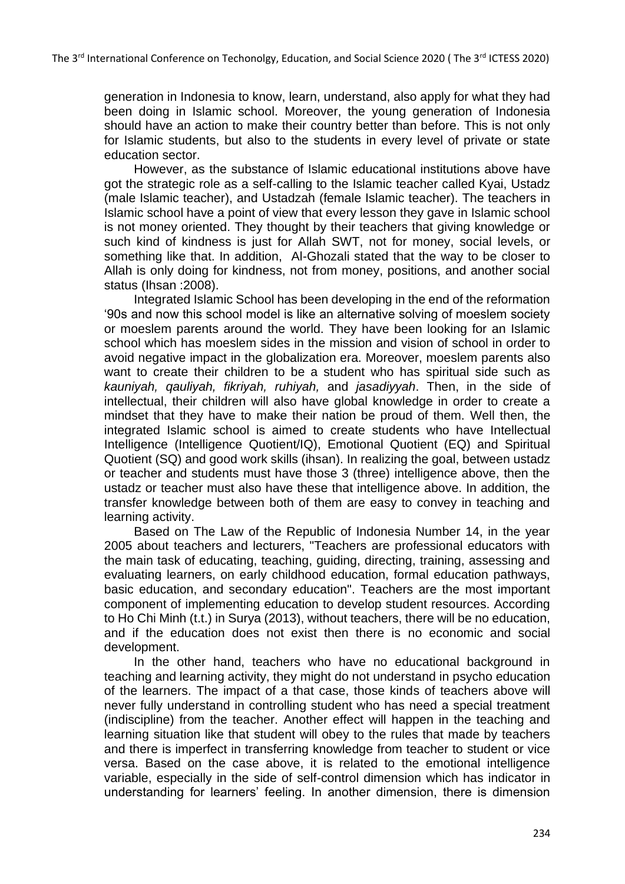generation in Indonesia to know, learn, understand, also apply for what they had been doing in Islamic school. Moreover, the young generation of Indonesia should have an action to make their country better than before. This is not only for Islamic students, but also to the students in every level of private or state education sector.

However, as the substance of Islamic educational institutions above have got the strategic role as a self-calling to the Islamic teacher called Kyai, Ustadz (male Islamic teacher), and Ustadzah (female Islamic teacher). The teachers in Islamic school have a point of view that every lesson they gave in Islamic school is not money oriented. They thought by their teachers that giving knowledge or such kind of kindness is just for Allah SWT, not for money, social levels, or something like that. In addition, Al-Ghozali stated that the way to be closer to Allah is only doing for kindness, not from money, positions, and another social status (Ihsan :2008).

Integrated Islamic School has been developing in the end of the reformation '90s and now this school model is like an alternative solving of moeslem society or moeslem parents around the world. They have been looking for an Islamic school which has moeslem sides in the mission and vision of school in order to avoid negative impact in the globalization era. Moreover, moeslem parents also want to create their children to be a student who has spiritual side such as *kauniyah, qauliyah, fikriyah, ruhiyah,* and *jasadiyyah*. Then, in the side of intellectual, their children will also have global knowledge in order to create a mindset that they have to make their nation be proud of them. Well then, the integrated Islamic school is aimed to create students who have Intellectual Intelligence (Intelligence Quotient/IQ), Emotional Quotient (EQ) and Spiritual Quotient (SQ) and good work skills (ihsan). In realizing the goal, between ustadz or teacher and students must have those 3 (three) intelligence above, then the ustadz or teacher must also have these that intelligence above. In addition, the transfer knowledge between both of them are easy to convey in teaching and learning activity.

Based on The Law of the Republic of Indonesia Number 14, in the year 2005 about teachers and lecturers, "Teachers are professional educators with the main task of educating, teaching, guiding, directing, training, assessing and evaluating learners, on early childhood education, formal education pathways, basic education, and secondary education". Teachers are the most important component of implementing education to develop student resources. According to Ho Chi Minh (t.t.) in Surya (2013), without teachers, there will be no education, and if the education does not exist then there is no economic and social development.

In the other hand, teachers who have no educational background in teaching and learning activity, they might do not understand in psycho education of the learners. The impact of a that case, those kinds of teachers above will never fully understand in controlling student who has need a special treatment (indiscipline) from the teacher. Another effect will happen in the teaching and learning situation like that student will obey to the rules that made by teachers and there is imperfect in transferring knowledge from teacher to student or vice versa. Based on the case above, it is related to the emotional intelligence variable, especially in the side of self-control dimension which has indicator in understanding for learners' feeling. In another dimension, there is dimension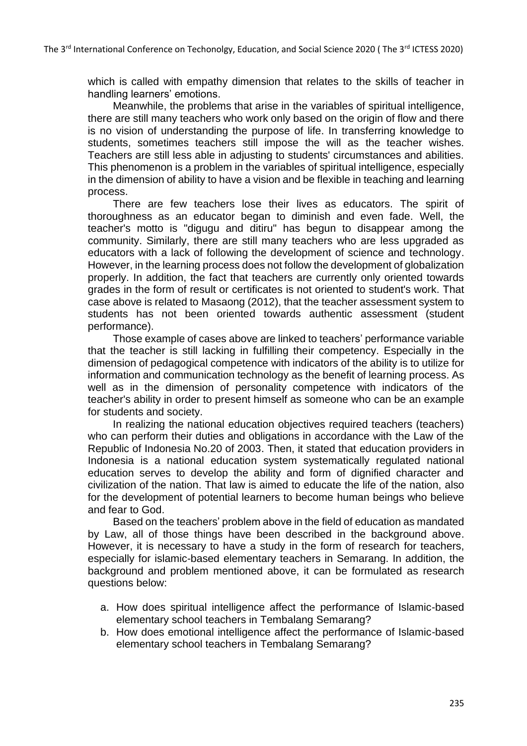which is called with empathy dimension that relates to the skills of teacher in handling learners' emotions.

Meanwhile, the problems that arise in the variables of spiritual intelligence, there are still many teachers who work only based on the origin of flow and there is no vision of understanding the purpose of life. In transferring knowledge to students, sometimes teachers still impose the will as the teacher wishes. Teachers are still less able in adjusting to students' circumstances and abilities. This phenomenon is a problem in the variables of spiritual intelligence, especially in the dimension of ability to have a vision and be flexible in teaching and learning process.

There are few teachers lose their lives as educators. The spirit of thoroughness as an educator began to diminish and even fade. Well, the teacher's motto is "digugu and ditiru" has begun to disappear among the community. Similarly, there are still many teachers who are less upgraded as educators with a lack of following the development of science and technology. However, in the learning process does not follow the development of globalization properly. In addition, the fact that teachers are currently only oriented towards grades in the form of result or certificates is not oriented to student's work. That case above is related to Masaong (2012), that the teacher assessment system to students has not been oriented towards authentic assessment (student performance).

Those example of cases above are linked to teachers' performance variable that the teacher is still lacking in fulfilling their competency. Especially in the dimension of pedagogical competence with indicators of the ability is to utilize for information and communication technology as the benefit of learning process. As well as in the dimension of personality competence with indicators of the teacher's ability in order to present himself as someone who can be an example for students and society.

In realizing the national education objectives required teachers (teachers) who can perform their duties and obligations in accordance with the Law of the Republic of Indonesia No.20 of 2003. Then, it stated that education providers in Indonesia is a national education system systematically regulated national education serves to develop the ability and form of dignified character and civilization of the nation. That law is aimed to educate the life of the nation, also for the development of potential learners to become human beings who believe and fear to God.

Based on the teachers' problem above in the field of education as mandated by Law, all of those things have been described in the background above. However, it is necessary to have a study in the form of research for teachers, especially for islamic-based elementary teachers in Semarang. In addition, the background and problem mentioned above, it can be formulated as research questions below:

a. How does spiritual intelligence affect the performance of Islamic-based elementary school teachers in Tembalang Semarang?
b. How does emotional intelligence affect the performance of Islamic-based elementary school teachers in Tembalang Semarang?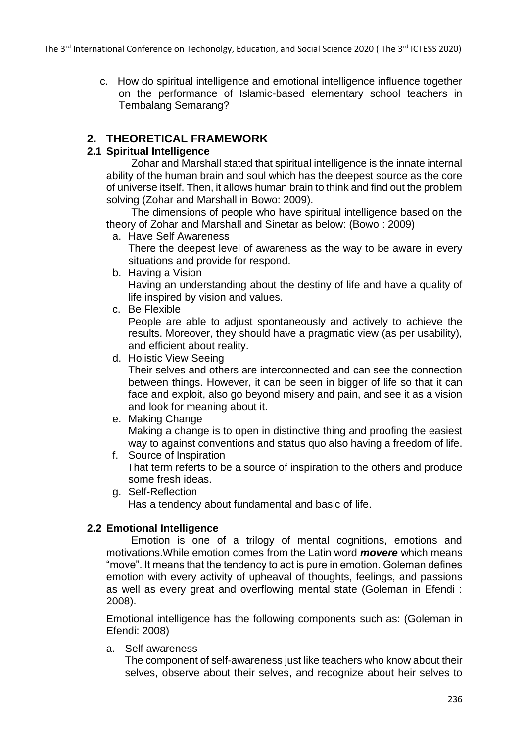c. How do spiritual intelligence and emotional intelligence influence together on the performance of Islamic-based elementary school teachers in Tembalang Semarang?

## 2. THEORETICAL FRAMEWORK

### 2.1 Spiritual Intelligence

Zohar and Marshall stated that spiritual intelligence is the innate internal ability of the human brain and soul which has the deepest source as the core of universe itself. Then, it allows human brain to think and find out the problem solving (Zohar and Marshall in Bowo: 2009).

The dimensions of people who have spiritual intelligence based on the theory of Zohar and Marshall and Sinetar as below: (Bowo : 2009)

a. Have Self Awareness
   There the deepest level of awareness as the way to be aware in every situations and provide for respond.
b. Having a Vision
   Having an understanding about the destiny of life and have a quality of life inspired by vision and values.
c. Be Flexible
   People are able to adjust spontaneously and actively to achieve the results. Moreover, they should have a pragmatic view (as per usability), and efficient about reality.
d. Holistic View Seeing
   Their selves and others are interconnected and can see the connection between things. However, it can be seen in bigger of life so that it can face and exploit, also go beyond misery and pain, and see it as a vision and look for meaning about it.
e. Making Change
   Making a change is to open in distinctive thing and proofing the easiest way to against conventions and status quo also having a freedom of life.
f. Source of Inspiration
   That term referts to be a source of inspiration to the others and produce some fresh ideas.
g. Self-Reflection
   Has a tendency about fundamental and basic of life.

### 2.2 Emotional Intelligence

Emotion is one of a trilogy of mental cognitions, emotions and motivations.While emotion comes from the Latin word ***movere*** which means "move". It means that the tendency to act is pure in emotion. Goleman defines emotion with every activity of upheaval of thoughts, feelings, and passions as well as every great and overflowing mental state (Goleman in Efendi : 2008).

Emotional intelligence has the following components such as: (Goleman in Efendi: 2008)

a. Self awareness
   The component of self-awareness just like teachers who know about their selves, observe about their selves, and recognize about heir selves to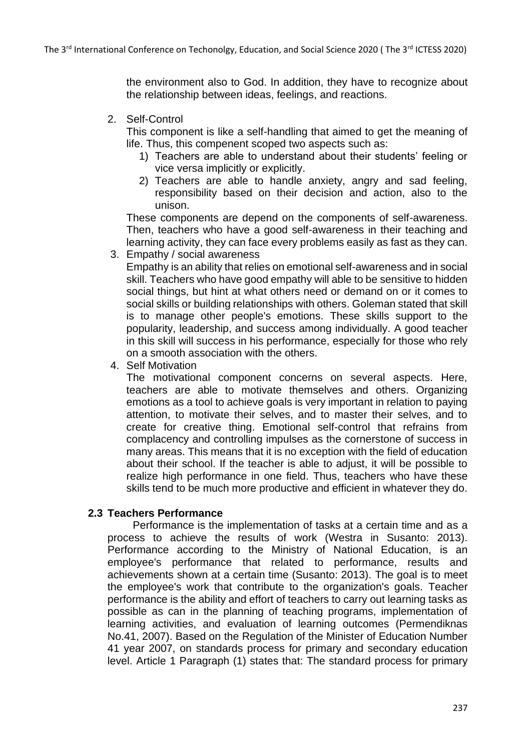the environment also to God. In addition, they have to recognize about the relationship between ideas, feelings, and reactions.

2. Self-Control

   This component is like a self-handling that aimed to get the meaning of life. Thus, this compenent scoped two aspects such as:

   1) Teachers are able to understand about their students' feeling or vice versa implicitly or explicitly.
   2) Teachers are able to handle anxiety, angry and sad feeling, responsibility based on their decision and action, also to the unison.

   These components are depend on the components of self-awareness. Then, teachers who have a good self-awareness in their teaching and learning activity, they can face every problems easily as fast as they can.

3. Empathy / social awareness

   Empathy is an ability that relies on emotional self-awareness and in social skill. Teachers who have good empathy will able to be sensitive to hidden social things, but hint at what others need or demand on or it comes to social skills or building relationships with others. Goleman stated that skill is to manage other people's emotions. These skills support to the popularity, leadership, and success among individually. A good teacher in this skill will success in his performance, especially for those who rely on a smooth association with the others.

4. Self Motivation

   The motivational component concerns on several aspects. Here, teachers are able to motivate themselves and others. Organizing emotions as a tool to achieve goals is very important in relation to paying attention, to motivate their selves, and to master their selves, and to create for creative thing. Emotional self-control that refrains from complacency and controlling impulses as the cornerstone of success in many areas. This means that it is no exception with the field of education about their school. If the teacher is able to adjust, it will be possible to realize high performance in one field. Thus, teachers who have these skills tend to be much more productive and efficient in whatever they do.

### 2.3 Teachers Performance

Performance is the implementation of tasks at a certain time and as a process to achieve the results of work (Westra in Susanto: 2013). Performance according to the Ministry of National Education, is an employee's performance that related to performance, results and achievements shown at a certain time (Susanto: 2013). The goal is to meet the employee's work that contribute to the organization's goals. Teacher performance is the ability and effort of teachers to carry out learning tasks as possible as can in the planning of teaching programs, implementation of learning activities, and evaluation of learning outcomes (Permendiknas No.41, 2007). Based on the Regulation of the Minister of Education Number 41 year 2007, on standards process for primary and secondary education level. Article 1 Paragraph (1) states that: The standard process for primary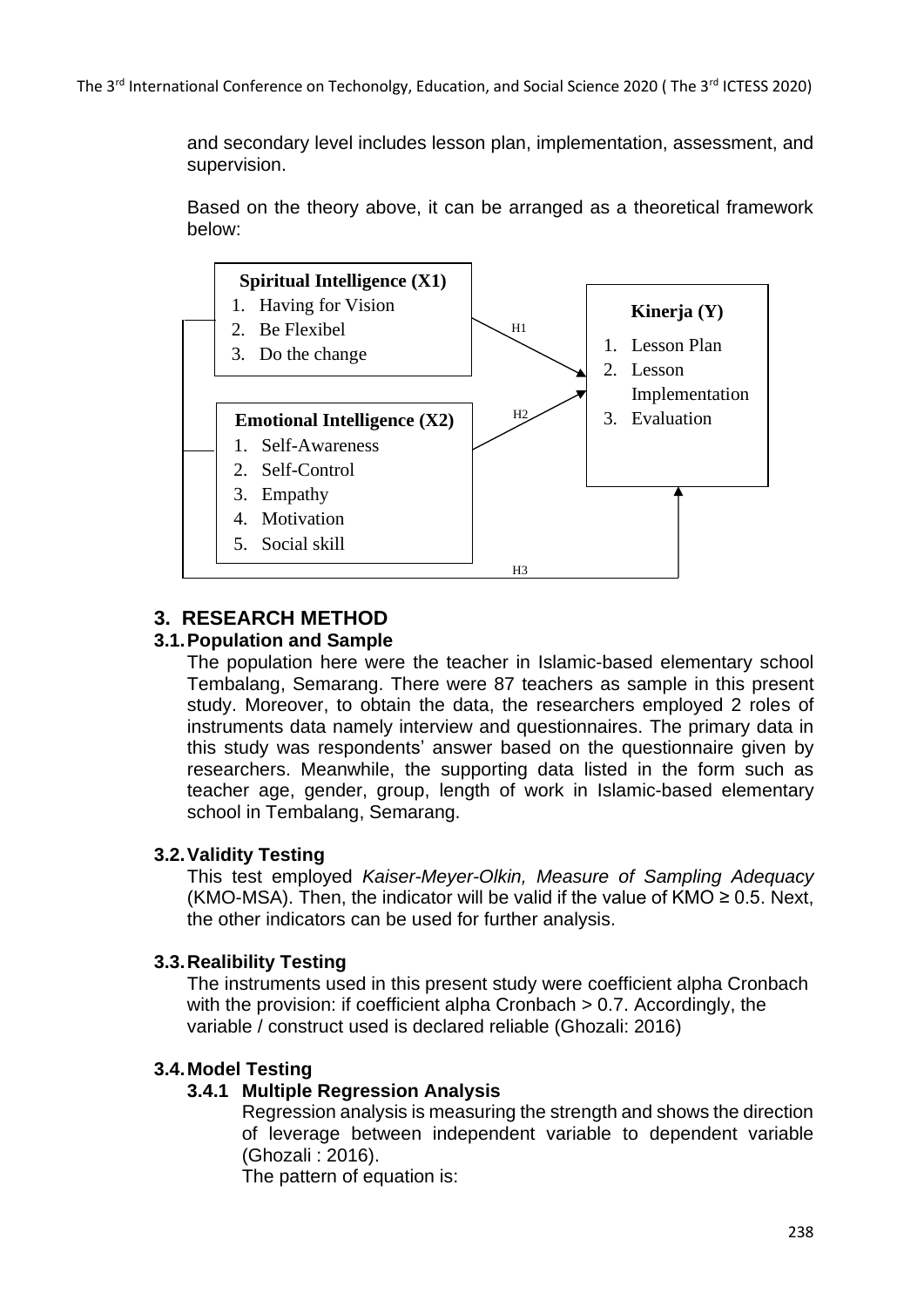and secondary level includes lesson plan, implementation, assessment, and supervision.

Based on the theory above, it can be arranged as a theoretical framework below:

**Spiritual Intelligence (X1)**
1. Having for Vision
2. Be Flexibel
3. Do the change

**Emotional Intelligence (X2)**
1. Self-Awareness
2. Self-Control
3. Empathy
4. Motivation
5. Social skill

**Kinerja (Y)**
1. Lesson Plan
2. Lesson Implementation
3. Evaluation

H1 H2 H3

## 3. RESEARCH METHOD

### 3.1. Population and Sample

The population here were the teacher in Islamic-based elementary school Tembalang, Semarang. There were 87 teachers as sample in this present study. Moreover, to obtain the data, the researchers employed 2 roles of instruments data namely interview and questionnaires. The primary data in this study was respondents' answer based on the questionnaire given by researchers. Meanwhile, the supporting data listed in the form such as teacher age, gender, group, length of work in Islamic-based elementary school in Tembalang, Semarang.

### 3.2. Validity Testing

This test employed *Kaiser-Meyer-Olkin, Measure of Sampling Adequacy* (KMO-MSA). Then, the indicator will be valid if the value of KMO $\geq 0.5$. Next, the other indicators can be used for further analysis.

### 3.3. Realibility Testing

The instruments used in this present study were coefficient alpha Cronbach with the provision: if coefficient alpha Cronbach $> 0.7$. Accordingly, the variable / construct used is declared reliable (Ghozali: 2016)

### 3.4. Model Testing

#### 3.4.1 Multiple Regression Analysis

Regression analysis is measuring the strength and shows the direction of leverage between independent variable to dependent variable (Ghozali : 2016).

The pattern of equation is: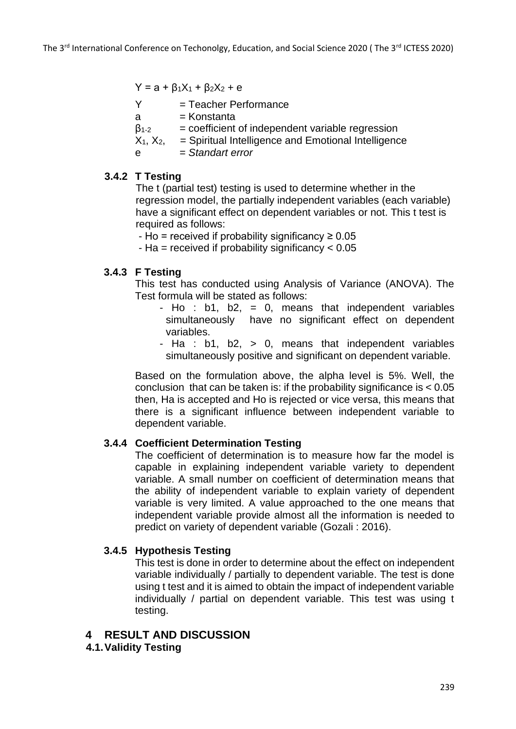$$Y = a + \beta_1 X_1 + \beta_2 X_2 + e$$

Y = Teacher Performance
a = Konstanta
$\beta_{1\text{-}2}$ = coefficient of independent variable regression
$X_1$, $X_2$, = Spiritual Intelligence and Emotional Intelligence
e = *Standart error*

### 3.4.2 T Testing

The t (partial test) testing is used to determine whether in the regression model, the partially independent variables (each variable) have a significant effect on dependent variables or not. This t test is required as follows:

- Ho = received if probability significancy $\geq 0.05$
- Ha = received if probability significancy $< 0.05$

### 3.4.3 F Testing

This test has conducted using Analysis of Variance (ANOVA). The Test formula will be stated as follows:

- Ho : b1, b2, = 0, means that independent variables simultaneously have no significant effect on dependent variables.
- Ha : b1, b2, > 0, means that independent variables simultaneously positive and significant on dependent variable.

Based on the formulation above, the alpha level is 5%. Well, the conclusion that can be taken is: if the probability significance is < 0.05 then, Ha is accepted and Ho is rejected or vice versa, this means that there is a significant influence between independent variable to dependent variable.

### 3.4.4 Coefficient Determination Testing

The coefficient of determination is to measure how far the model is capable in explaining independent variable variety to dependent variable. A small number on coefficient of determination means that the ability of independent variable to explain variety of dependent variable is very limited. A value approached to the one means that independent variable provide almost all the information is needed to predict on variety of dependent variable (Gozali : 2016).

### 3.4.5 Hypothesis Testing

This test is done in order to determine about the effect on independent variable individually / partially to dependent variable. The test is done using t test and it is aimed to obtain the impact of independent variable individually / partial on dependent variable. This test was using t testing.

# 4 RESULT AND DISCUSSION

## 4.1. Validity Testing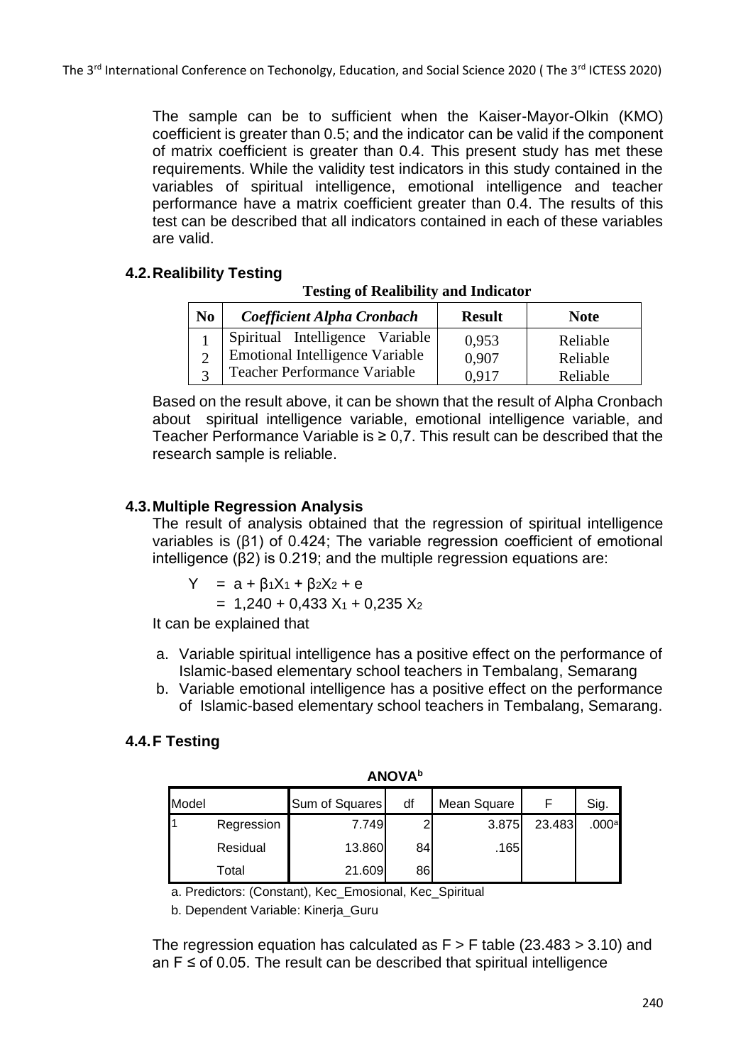The sample can be to sufficient when the Kaiser-Mayor-Olkin (KMO) coefficient is greater than 0.5; and the indicator can be valid if the component of matrix coefficient is greater than 0.4. This present study has met these requirements. While the validity test indicators in this study contained in the variables of spiritual intelligence, emotional intelligence and teacher performance have a matrix coefficient greater than 0.4. The results of this test can be described that all indicators contained in each of these variables are valid.

### 4.2. Realibility Testing

**Testing of Realibility and Indicator**

| No | *Coefficient Alpha Cronbach* | Result | Note |
|---|---|---|---|
| 1 | Spiritual Intelligence Variable | 0,953 | Reliable |
| 2 | Emotional Intelligence Variable | 0,907 | Reliable |
| 3 | Teacher Performance Variable | 0,917 | Reliable |

Based on the result above, it can be shown that the result of Alpha Cronbach about spiritual intelligence variable, emotional intelligence variable, and Teacher Performance Variable is ≥ 0,7. This result can be described that the research sample is reliable.

### 4.3. Multiple Regression Analysis

The result of analysis obtained that the regression of spiritual intelligence variables is ($\beta 1$) of 0.424; The variable regression coefficient of emotional intelligence ($\beta 2$) is 0.219; and the multiple regression equations are:

$$Y = a + \beta_1 X_1 + \beta_2 X_2 + e$$

$$= 1{,}240 + 0{,}433\, X_1 + 0{,}235\, X_2$$

It can be explained that

a. Variable spiritual intelligence has a positive effect on the performance of Islamic-based elementary school teachers in Tembalang, Semarang
b. Variable emotional intelligence has a positive effect on the performance of Islamic-based elementary school teachers in Tembalang, Semarang.

### 4.4. F Testing

**ANOVA[b]**

| Model | | Sum of Squares | df | Mean Square | F | Sig. |
|---|---|---|---|---|---|---|
| 1 | Regression | 7.749 | 2 | 3.875 | 23.483 | .000[a] |
| | Residual | 13.860 | 84 | .165 | | |
| | Total | 21.609 | 86 | | | |

a. Predictors: (Constant), Kec_Emosional, Kec_Spiritual

b. Dependent Variable: Kinerja_Guru

The regression equation has calculated as F > F table (23.483 > 3.10) and an F ≤ of 0.05. The result can be described that spiritual intelligence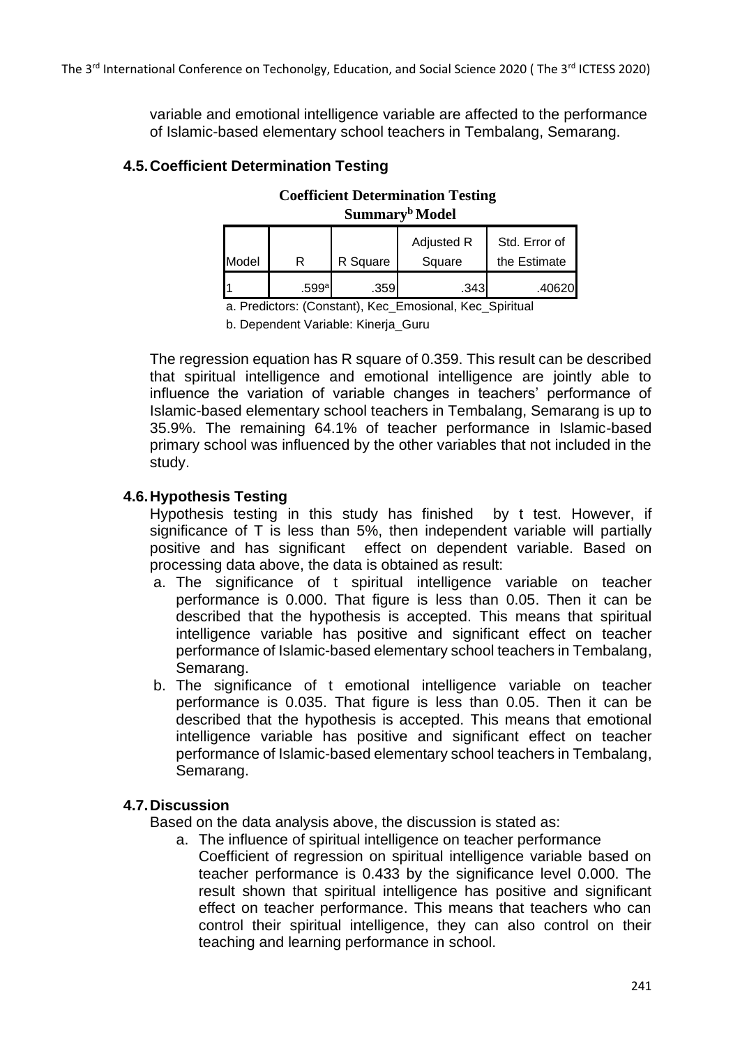variable and emotional intelligence variable are affected to the performance of Islamic-based elementary school teachers in Tembalang, Semarang.

### 4.5. Coefficient Determination Testing

**Coefficient Determination Testing**
**Summary[b] Model**

| Model | R | R Square | Adjusted R Square | Std. Error of the Estimate |
|---|---|---|---|---|
| 1 | .599[a] | .359 | .343 | .40620 |

a. Predictors: (Constant), Kec_Emosional, Kec_Spiritual

b. Dependent Variable: Kinerja_Guru

The regression equation has R square of 0.359. This result can be described that spiritual intelligence and emotional intelligence are jointly able to influence the variation of variable changes in teachers' performance of Islamic-based elementary school teachers in Tembalang, Semarang is up to 35.9%. The remaining 64.1% of teacher performance in Islamic-based primary school was influenced by the other variables that not included in the study.

### 4.6. Hypothesis Testing

Hypothesis testing in this study has finished by t test. However, if significance of T is less than 5%, then independent variable will partially positive and has significant effect on dependent variable. Based on processing data above, the data is obtained as result:

a. The significance of t spiritual intelligence variable on teacher performance is 0.000. That figure is less than 0.05. Then it can be described that the hypothesis is accepted. This means that spiritual intelligence variable has positive and significant effect on teacher performance of Islamic-based elementary school teachers in Tembalang, Semarang.
b. The significance of t emotional intelligence variable on teacher performance is 0.035. That figure is less than 0.05. Then it can be described that the hypothesis is accepted. This means that emotional intelligence variable has positive and significant effect on teacher performance of Islamic-based elementary school teachers in Tembalang, Semarang.

### 4.7. Discussion

Based on the data analysis above, the discussion is stated as:

a. The influence of spiritual intelligence on teacher performance

   Coefficient of regression on spiritual intelligence variable based on teacher performance is 0.433 by the significance level 0.000. The result shown that spiritual intelligence has positive and significant effect on teacher performance. This means that teachers who can control their spiritual intelligence, they can also control on their teaching and learning performance in school.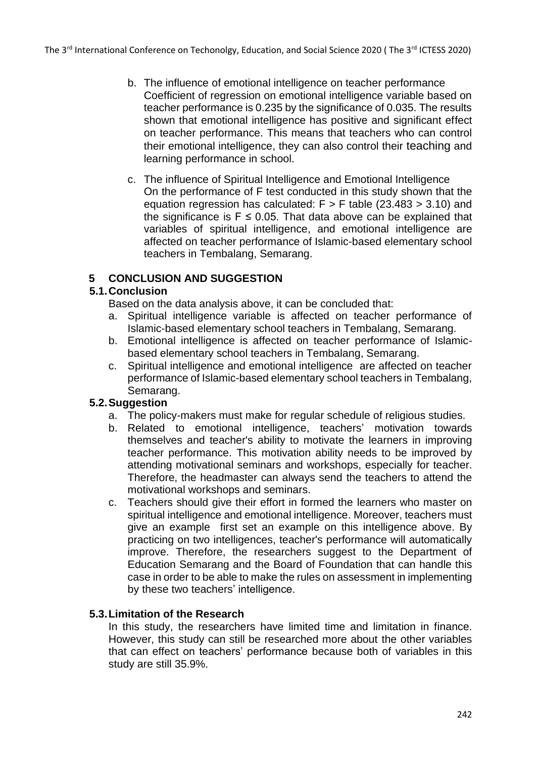b. The influence of emotional intelligence on teacher performance
   Coefficient of regression on emotional intelligence variable based on teacher performance is 0.235 by the significance of 0.035. The results shown that emotional intelligence has positive and significant effect on teacher performance. This means that teachers who can control their emotional intelligence, they can also control their teaching and learning performance in school.

c. The influence of Spiritual Intelligence and Emotional Intelligence
   On the performance of F test conducted in this study shown that the equation regression has calculated: $F > F$ table ($23.483 > 3.10$) and the significance is $F \leq 0.05$. That data above can be explained that variables of spiritual intelligence, and emotional intelligence are affected on teacher performance of Islamic-based elementary school teachers in Tembalang, Semarang.

## 5 CONCLUSION AND SUGGESTION

### 5.1. Conclusion

Based on the data analysis above, it can be concluded that:

a. Spiritual intelligence variable is affected on teacher performance of Islamic-based elementary school teachers in Tembalang, Semarang.
b. Emotional intelligence is affected on teacher performance of Islamic-based elementary school teachers in Tembalang, Semarang.
c. Spiritual intelligence and emotional intelligence are affected on teacher performance of Islamic-based elementary school teachers in Tembalang, Semarang.

### 5.2. Suggestion

a. The policy-makers must make for regular schedule of religious studies.
b. Related to emotional intelligence, teachers' motivation towards themselves and teacher's ability to motivate the learners in improving teacher performance. This motivation ability needs to be improved by attending motivational seminars and workshops, especially for teacher. Therefore, the headmaster can always send the teachers to attend the motivational workshops and seminars.
c. Teachers should give their effort in formed the learners who master on spiritual intelligence and emotional intelligence. Moreover, teachers must give an example first set an example on this intelligence above. By practicing on two intelligences, teacher's performance will automatically improve. Therefore, the researchers suggest to the Department of Education Semarang and the Board of Foundation that can handle this case in order to be able to make the rules on assessment in implementing by these two teachers' intelligence.

### 5.3. Limitation of the Research

In this study, the researchers have limited time and limitation in finance. However, this study can still be researched more about the other variables that can effect on teachers' performance because both of variables in this study are still 35.9%.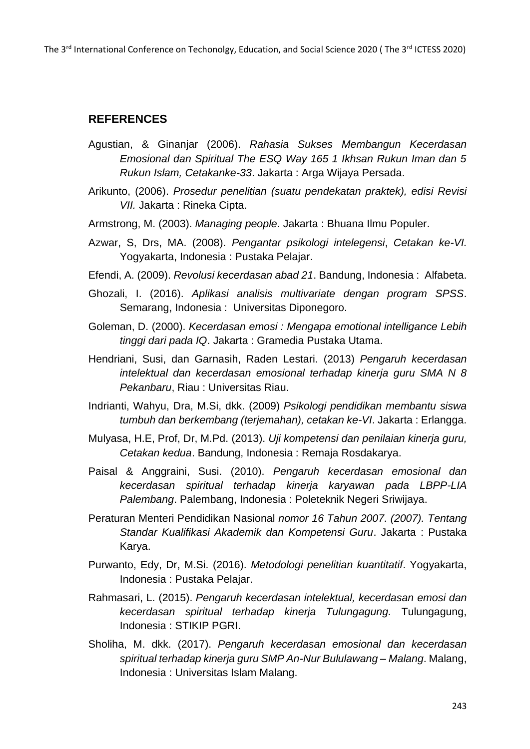## REFERENCES

Agustian, & Ginanjar (2006). *Rahasia Sukses Membangun Kecerdasan Emosional dan Spiritual The ESQ Way 165 1 Ikhsan Rukun Iman dan 5 Rukun Islam, Cetakanke-33*. Jakarta : Arga Wijaya Persada.

Arikunto, (2006). *Prosedur penelitian (suatu pendekatan praktek), edisi Revisi VII.* Jakarta : Rineka Cipta.

Armstrong, M. (2003). *Managing people*. Jakarta : Bhuana Ilmu Populer.

Azwar, S, Drs, MA. (2008). *Pengantar psikologi intelegensi*, *Cetakan ke-VI*. Yogyakarta, Indonesia : Pustaka Pelajar.

Efendi, A. (2009). *Revolusi kecerdasan abad 21*. Bandung, Indonesia : Alfabeta.

Ghozali, I. (2016). *Aplikasi analisis multivariate dengan program SPSS*. Semarang, Indonesia : Universitas Diponegoro.

Goleman, D. (2000). *Kecerdasan emosi : Mengapa emotional intelligance Lebih tinggi dari pada IQ*. Jakarta : Gramedia Pustaka Utama.

Hendriani, Susi, dan Garnasih, Raden Lestari. (2013) *Pengaruh kecerdasan intelektual dan kecerdasan emosional terhadap kinerja guru SMA N 8 Pekanbaru*, Riau : Universitas Riau.

Indrianti, Wahyu, Dra, M.Si, dkk. (2009) *Psikologi pendidikan membantu siswa tumbuh dan berkembang (terjemahan), cetakan ke-VI*. Jakarta : Erlangga.

Mulyasa, H.E, Prof, Dr, M.Pd. (2013). *Uji kompetensi dan penilaian kinerja guru, Cetakan kedua*. Bandung, Indonesia : Remaja Rosdakarya.

Paisal & Anggraini, Susi. (2010). *Pengaruh kecerdasan emosional dan kecerdasan spiritual terhadap kinerja karyawan pada LBPP-LIA Palembang*. Palembang, Indonesia : Poleteknik Negeri Sriwijaya.

Peraturan Menteri Pendidikan Nasional *nomor 16 Tahun 2007. (2007). Tentang Standar Kualifikasi Akademik dan Kompetensi Guru*. Jakarta : Pustaka Karya.

Purwanto, Edy, Dr, M.Si. (2016). *Metodologi penelitian kuantitatif*. Yogyakarta, Indonesia : Pustaka Pelajar.

Rahmasari, L. (2015). *Pengaruh kecerdasan intelektual, kecerdasan emosi dan kecerdasan spiritual terhadap kinerja Tulungagung.* Tulungagung, Indonesia : STIKIP PGRI.

Sholiha, M. dkk. (2017). *Pengaruh kecerdasan emosional dan kecerdasan spiritual terhadap kinerja guru SMP An-Nur Bululawang – Malang*. Malang, Indonesia : Universitas Islam Malang.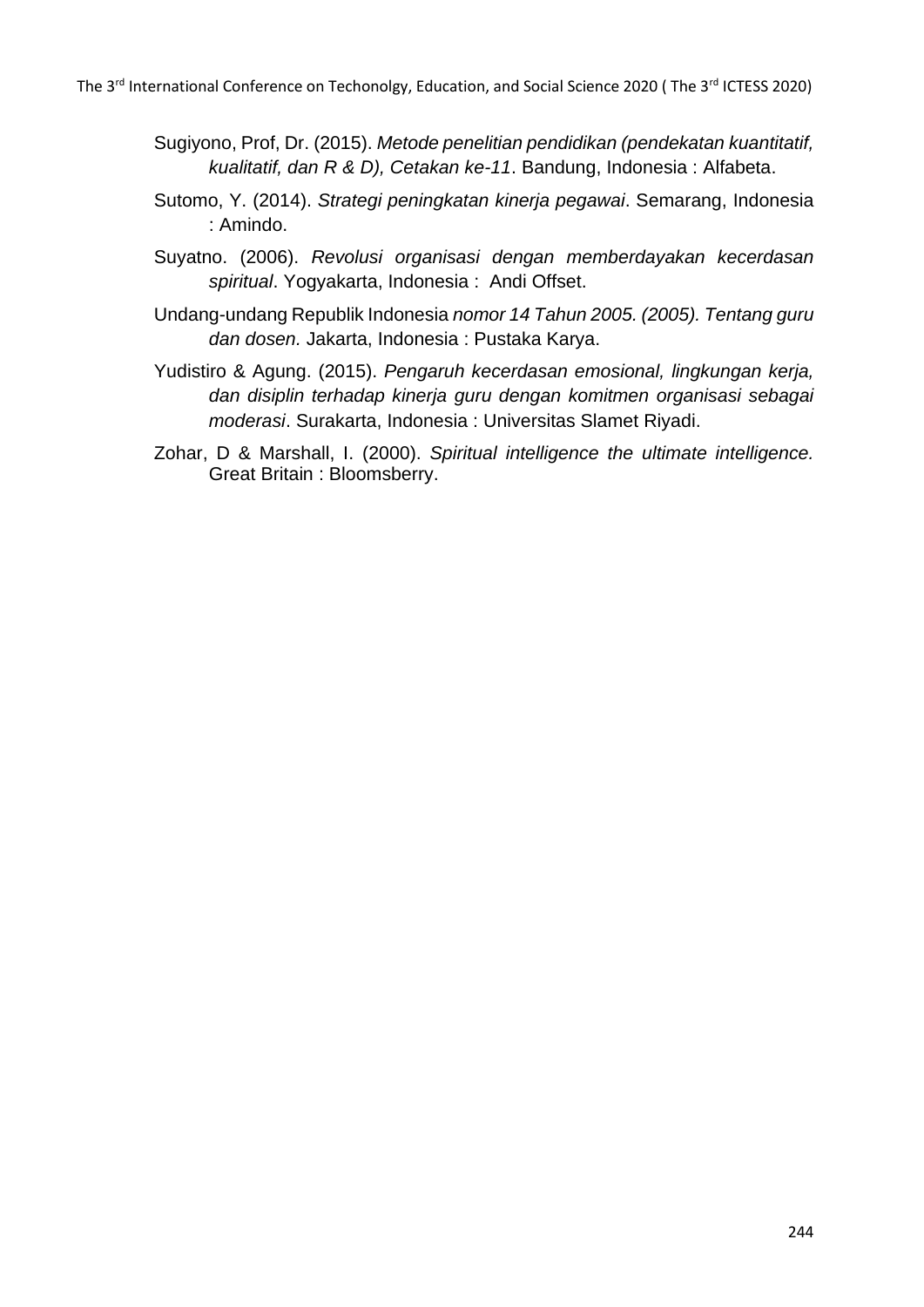Sugiyono, Prof, Dr. (2015). *Metode penelitian pendidikan (pendekatan kuantitatif, kualitatif, dan R & D), Cetakan ke-11*. Bandung, Indonesia : Alfabeta.

Sutomo, Y. (2014). *Strategi peningkatan kinerja pegawai*. Semarang, Indonesia : Amindo.

Suyatno. (2006). *Revolusi organisasi dengan memberdayakan kecerdasan spiritual*. Yogyakarta, Indonesia : Andi Offset.

Undang-undang Republik Indonesia *nomor 14 Tahun 2005. (2005). Tentang guru dan dosen.* Jakarta, Indonesia : Pustaka Karya.

Yudistiro & Agung. (2015). *Pengaruh kecerdasan emosional, lingkungan kerja, dan disiplin terhadap kinerja guru dengan komitmen organisasi sebagai moderasi*. Surakarta, Indonesia : Universitas Slamet Riyadi.

Zohar, D & Marshall, I. (2000). *Spiritual intelligence the ultimate intelligence.* Great Britain : Bloomsberry.